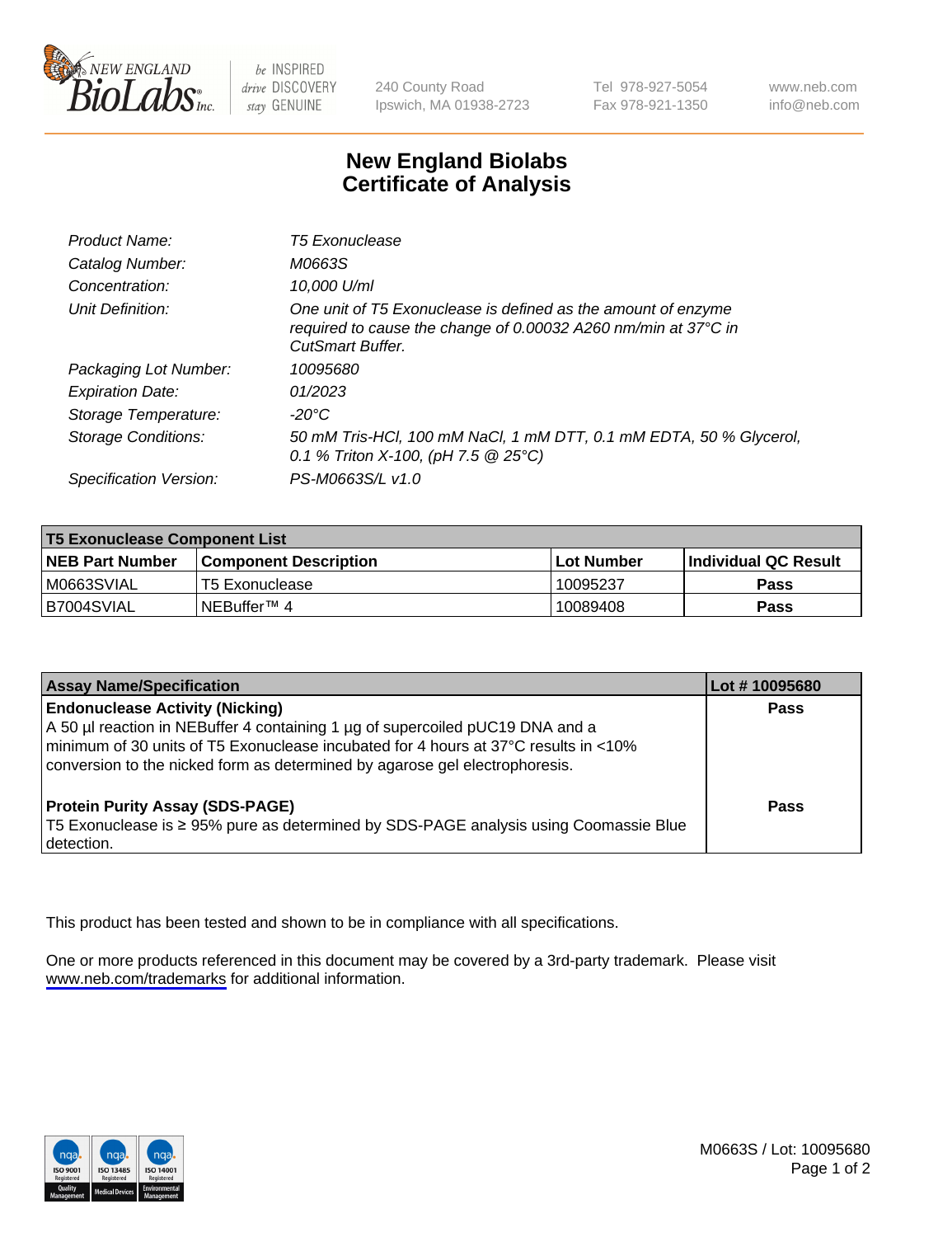# New England Biolabs
# Certificate of Analysis

| | |
|---|---|
| *Product Name:* | *T5 Exonuclease* |
| *Catalog Number:* | *M0663S* |
| *Concentration:* | *10,000 U/ml* |
| *Unit Definition:* | *One unit of T5 Exonuclease is defined as the amount of enzyme required to cause the change of 0.00032 A260 nm/min at 37°C in CutSmart Buffer.* |
| *Packaging Lot Number:* | *10095680* |
| *Expiration Date:* | *01/2023* |
| *Storage Temperature:* | *-20°C* |
| *Storage Conditions:* | *50 mM Tris-HCl, 100 mM NaCl, 1 mM DTT, 0.1 mM EDTA, 50 % Glycerol, 0.1 % Triton X-100, (pH 7.5 @ 25°C)* |
| *Specification Version:* | *PS-M0663S/L v1.0* |

| **T5 Exonuclease Component List** | | | |
|---|---|---|---|
| **NEB Part Number** | **Component Description** | **Lot Number** | **Individual QC Result** |
| M0663SVIAL | T5 Exonuclease | 10095237 | **Pass** |
| B7004SVIAL | NEBuffer™ 4 | 10089408 | **Pass** |

| **Assay Name/Specification** | **Lot # 10095680** |
|---|---|
| **Endonuclease Activity (Nicking)**<br>A 50 µl reaction in NEBuffer 4 containing 1 µg of supercoiled pUC19 DNA and a minimum of 30 units of T5 Exonuclease incubated for 4 hours at 37°C results in <10% conversion to the nicked form as determined by agarose gel electrophoresis. | **Pass** |
| **Protein Purity Assay (SDS-PAGE)**<br>T5 Exonuclease is ≥ 95% pure as determined by SDS-PAGE analysis using Coomassie Blue detection. | **Pass** |

This product has been tested and shown to be in compliance with all specifications.

One or more products referenced in this document may be covered by a 3rd-party trademark. Please visit www.neb.com/trademarks for additional information.

M0663S / Lot: 10095680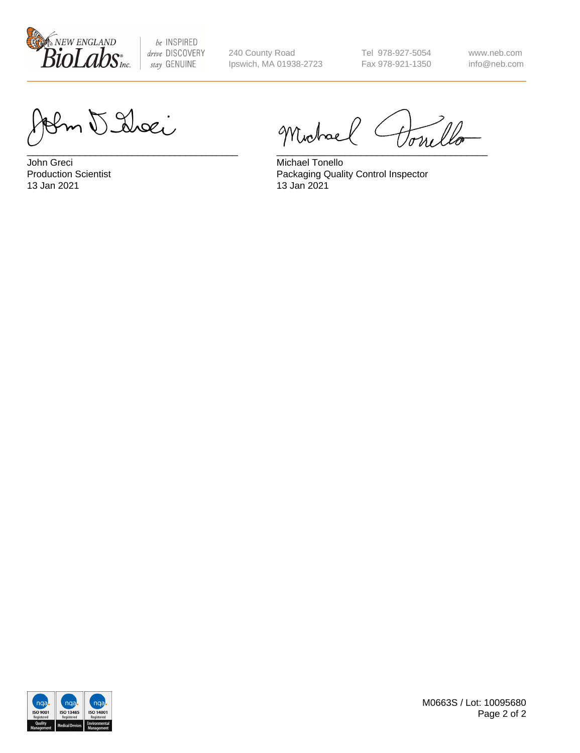John Greci
Production Scientist
13 Jan 2021

Michael Tonello
Packaging Quality Control Inspector
13 Jan 2021